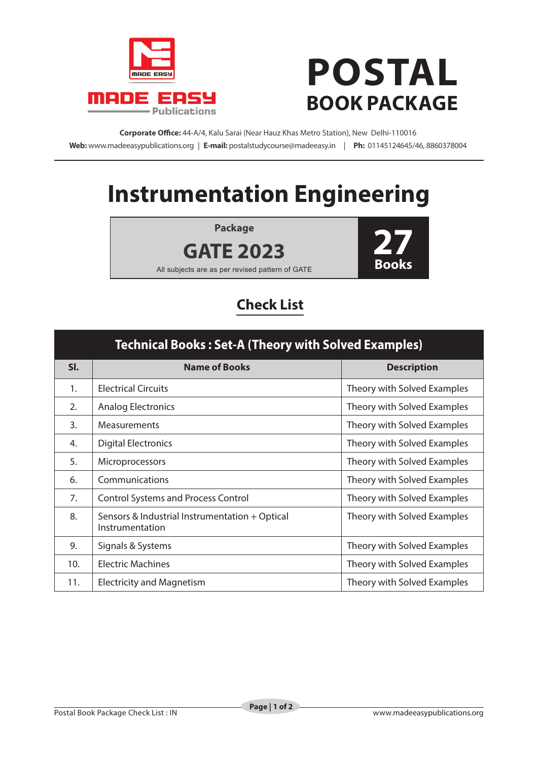MADE EASY Publications

# POSTAL
## BOOK PACKAGE

**Corporate Office:** 44-A/4, Kalu Sarai (Near Hauz Khas Metro Station), New Delhi-110016
**Web:** www.madeeasypublications.org | **E-mail:** postalstudycourse@madeeasy.in | **Ph:** 01145124645/46, 8860378004

# Instrumentation Engineering

**Package**

**GATE 2023**

All subjects are as per revised pattern of GATE

**27 Books**

## Check List

| Technical Books : Set-A (Theory with Solved Examples) | | |
|---|---|---|
| **Sl.** | **Name of Books** | **Description** |
| 1. | Electrical Circuits | Theory with Solved Examples |
| 2. | Analog Electronics | Theory with Solved Examples |
| 3. | Measurements | Theory with Solved Examples |
| 4. | Digital Electronics | Theory with Solved Examples |
| 5. | Microprocessors | Theory with Solved Examples |
| 6. | Communications | Theory with Solved Examples |
| 7. | Control Systems and Process Control | Theory with Solved Examples |
| 8. | Sensors & Industrial Instrumentation + Optical Instrumentation | Theory with Solved Examples |
| 9. | Signals & Systems | Theory with Solved Examples |
| 10. | Electric Machines | Theory with Solved Examples |
| 11. | Electricity and Magnetism | Theory with Solved Examples |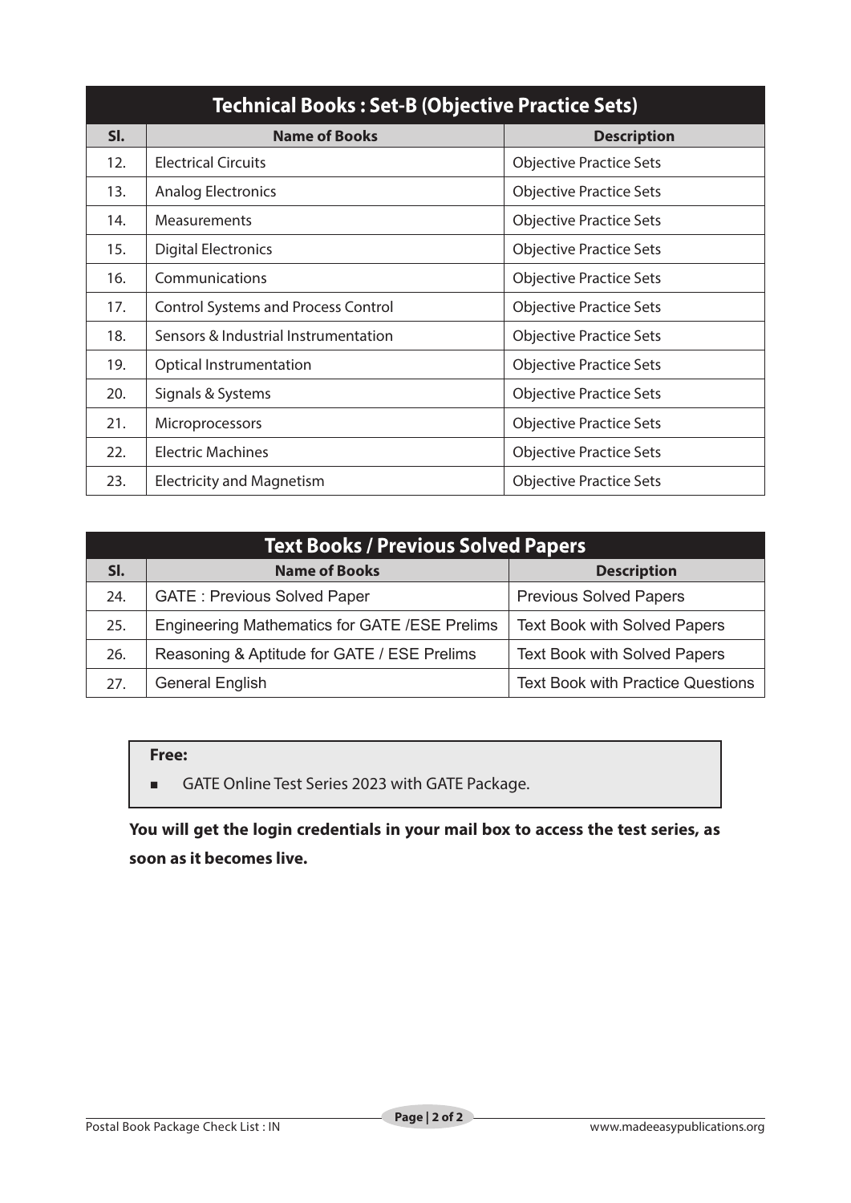## Technical Books : Set-B (Objective Practice Sets)

| Sl. | Name of Books | Description |
|---|---|---|
| 12. | Electrical Circuits | Objective Practice Sets |
| 13. | Analog Electronics | Objective Practice Sets |
| 14. | Measurements | Objective Practice Sets |
| 15. | Digital Electronics | Objective Practice Sets |
| 16. | Communications | Objective Practice Sets |
| 17. | Control Systems and Process Control | Objective Practice Sets |
| 18. | Sensors & Industrial Instrumentation | Objective Practice Sets |
| 19. | Optical Instrumentation | Objective Practice Sets |
| 20. | Signals & Systems | Objective Practice Sets |
| 21. | Microprocessors | Objective Practice Sets |
| 22. | Electric Machines | Objective Practice Sets |
| 23. | Electricity and Magnetism | Objective Practice Sets |

## Text Books / Previous Solved Papers

| Sl. | Name of Books | Description |
|---|---|---|
| 24. | GATE : Previous Solved Paper | Previous Solved Papers |
| 25. | Engineering Mathematics for GATE /ESE Prelims | Text Book with Solved Papers |
| 26. | Reasoning & Aptitude for GATE / ESE Prelims | Text Book with Solved Papers |
| 27. | General English | Text Book with Practice Questions |

**Free:**

- GATE Online Test Series 2023 with GATE Package.

**You will get the login credentials in your mail box to access the test series, as soon as it becomes live.**